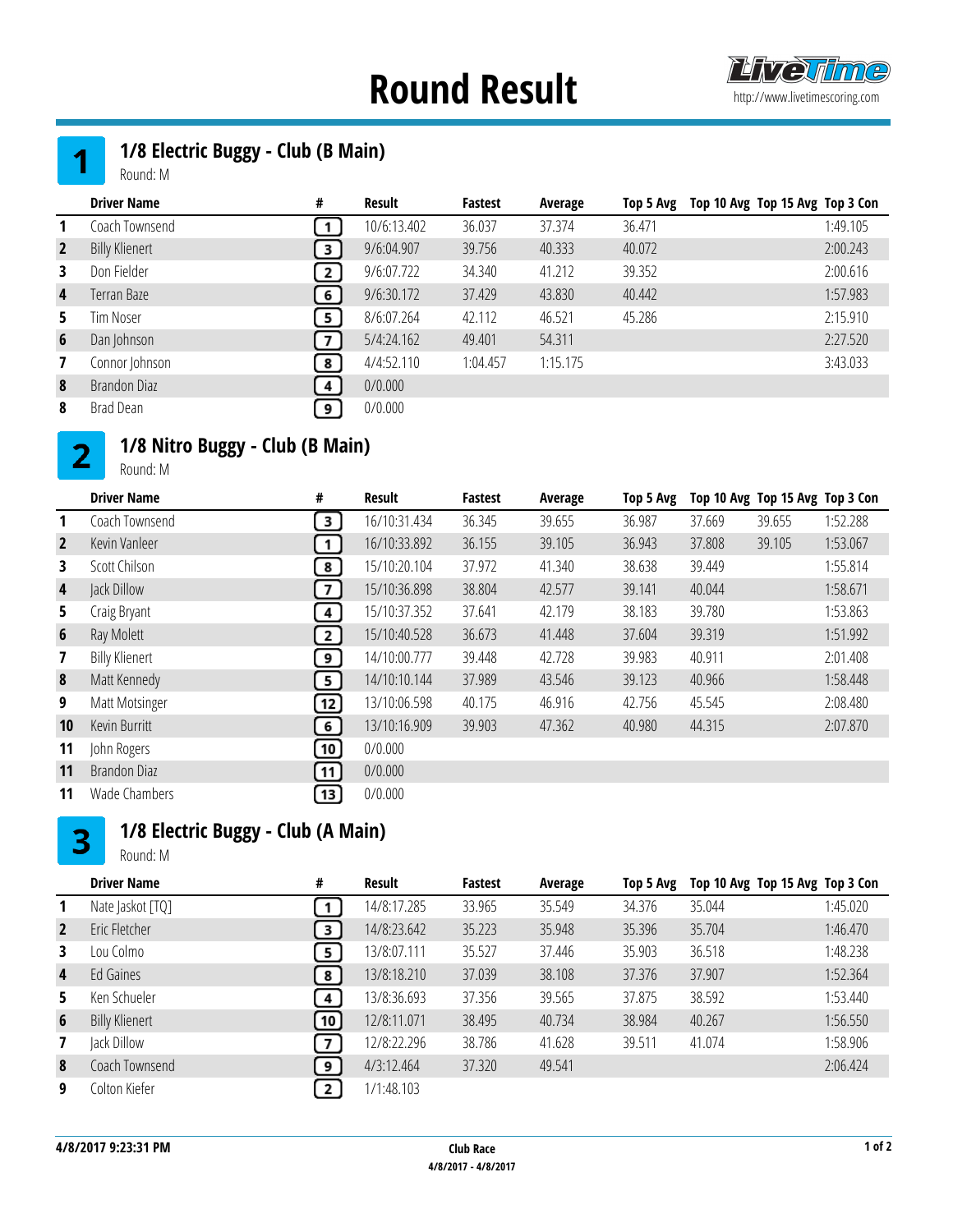# Round Result

http://www.livetimescoring.com

## 1 1/8 Electric Buggy - Club (B Main)

Round: M

| | Driver Name | # | Result | Fastest | Average | Top 5 Avg | Top 10 Avg | Top 15 Avg | Top 3 Con |
|---|---|---|---|---|---|---|---|---|---|
| 1 | Coach Townsend | 1 | 10/6:13.402 | 36.037 | 37.374 | 36.471 | | | 1:49.105 |
| 2 | Billy Klienert | 3 | 9/6:04.907 | 39.756 | 40.333 | 40.072 | | | 2:00.243 |
| 3 | Don Fielder | 2 | 9/6:07.722 | 34.340 | 41.212 | 39.352 | | | 2:00.616 |
| 4 | Terran Baze | 6 | 9/6:30.172 | 37.429 | 43.830 | 40.442 | | | 1:57.983 |
| 5 | Tim Noser | 5 | 8/6:07.264 | 42.112 | 46.521 | 45.286 | | | 2:15.910 |
| 6 | Dan Johnson | 7 | 5/4:24.162 | 49.401 | 54.311 | | | | 2:27.520 |
| 7 | Connor Johnson | 8 | 4/4:52.110 | 1:04.457 | 1:15.175 | | | | 3:43.033 |
| 8 | Brandon Diaz | 4 | 0/0.000 | | | | | | |
| 8 | Brad Dean | 9 | 0/0.000 | | | | | | |

## 2 1/8 Nitro Buggy - Club (B Main)

Round: M

| | Driver Name | # | Result | Fastest | Average | Top 5 Avg | Top 10 Avg | Top 15 Avg | Top 3 Con |
|---|---|---|---|---|---|---|---|---|---|
| 1 | Coach Townsend | 3 | 16/10:31.434 | 36.345 | 39.655 | 36.987 | 37.669 | 39.655 | 1:52.288 |
| 2 | Kevin Vanleer | 1 | 16/10:33.892 | 36.155 | 39.105 | 36.943 | 37.808 | 39.105 | 1:53.067 |
| 3 | Scott Chilson | 8 | 15/10:20.104 | 37.972 | 41.340 | 38.638 | 39.449 | | 1:55.814 |
| 4 | Jack Dillow | 7 | 15/10:36.898 | 38.804 | 42.577 | 39.141 | 40.044 | | 1:58.671 |
| 5 | Craig Bryant | 4 | 15/10:37.352 | 37.641 | 42.179 | 38.183 | 39.780 | | 1:53.863 |
| 6 | Ray Molett | 2 | 15/10:40.528 | 36.673 | 41.448 | 37.604 | 39.319 | | 1:51.992 |
| 7 | Billy Klienert | 9 | 14/10:00.777 | 39.448 | 42.728 | 39.983 | 40.911 | | 2:01.408 |
| 8 | Matt Kennedy | 5 | 14/10:10.144 | 37.989 | 43.546 | 39.123 | 40.966 | | 1:58.448 |
| 9 | Matt Motsinger | 12 | 13/10:06.598 | 40.175 | 46.916 | 42.756 | 45.545 | | 2:08.480 |
| 10 | Kevin Burritt | 6 | 13/10:16.909 | 39.903 | 47.362 | 40.980 | 44.315 | | 2:07.870 |
| 11 | John Rogers | 10 | 0/0.000 | | | | | | |
| 11 | Brandon Diaz | 11 | 0/0.000 | | | | | | |
| 11 | Wade Chambers | 13 | 0/0.000 | | | | | | |

## 3 1/8 Electric Buggy - Club (A Main)

Round: M

| | Driver Name | # | Result | Fastest | Average | Top 5 Avg | Top 10 Avg | Top 15 Avg | Top 3 Con |
|---|---|---|---|---|---|---|---|---|---|
| 1 | Nate Jaskot [TQ] | 1 | 14/8:17.285 | 33.965 | 35.549 | 34.376 | 35.044 | | 1:45.020 |
| 2 | Eric Fletcher | 3 | 14/8:23.642 | 35.223 | 35.948 | 35.396 | 35.704 | | 1:46.470 |
| 3 | Lou Colmo | 5 | 13/8:07.111 | 35.527 | 37.446 | 35.903 | 36.518 | | 1:48.238 |
| 4 | Ed Gaines | 8 | 13/8:18.210 | 37.039 | 38.108 | 37.376 | 37.907 | | 1:52.364 |
| 5 | Ken Schueler | 4 | 13/8:36.693 | 37.356 | 39.565 | 37.875 | 38.592 | | 1:53.440 |
| 6 | Billy Klienert | 10 | 12/8:11.071 | 38.495 | 40.734 | 38.984 | 40.267 | | 1:56.550 |
| 7 | Jack Dillow | 7 | 12/8:22.296 | 38.786 | 41.628 | 39.511 | 41.074 | | 1:58.906 |
| 8 | Coach Townsend | 9 | 4/3:12.464 | 37.320 | 49.541 | | | | 2:06.424 |
| 9 | Colton Kiefer | 2 | 1/1:48.103 | | | | | | |

4/8/2017 9:23:31 PM

Club Race
4/8/2017 - 4/8/2017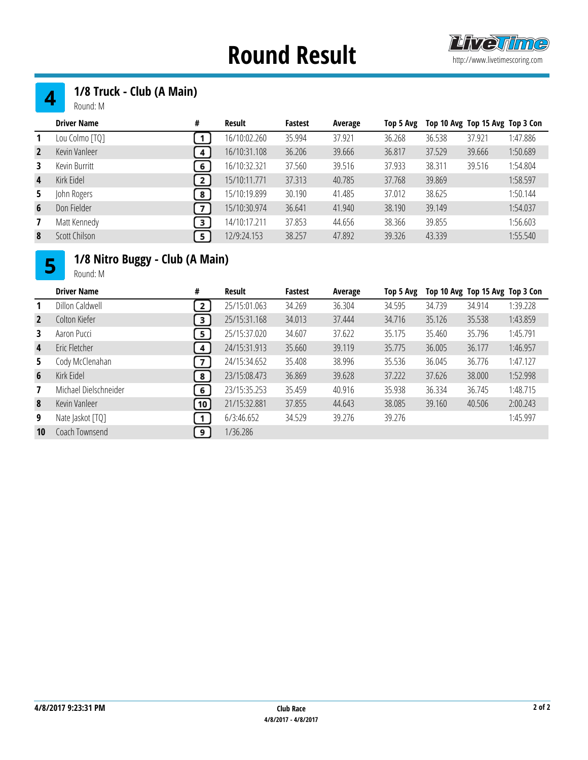# Round Result

## 4 1/8 Truck - Club (A Main)

Round: M

| | Driver Name | # | Result | Fastest | Average | Top 5 Avg | Top 10 Avg | Top 15 Avg | Top 3 Con |
|---|---|---|---|---|---|---|---|---|---|
| 1 | Lou Colmo [TQ] | 1 | 16/10:02.260 | 35.994 | 37.921 | 36.268 | 36.538 | 37.921 | 1:47.886 |
| 2 | Kevin Vanleer | 4 | 16/10:31.108 | 36.206 | 39.666 | 36.817 | 37.529 | 39.666 | 1:50.689 |
| 3 | Kevin Burritt | 6 | 16/10:32.321 | 37.560 | 39.516 | 37.933 | 38.311 | 39.516 | 1:54.804 |
| 4 | Kirk Eidel | 2 | 15/10:11.771 | 37.313 | 40.785 | 37.768 | 39.869 | | 1:58.597 |
| 5 | John Rogers | 8 | 15/10:19.899 | 30.190 | 41.485 | 37.012 | 38.625 | | 1:50.144 |
| 6 | Don Fielder | 7 | 15/10:30.974 | 36.641 | 41.940 | 38.190 | 39.149 | | 1:54.037 |
| 7 | Matt Kennedy | 3 | 14/10:17.211 | 37.853 | 44.656 | 38.366 | 39.855 | | 1:56.603 |
| 8 | Scott Chilson | 5 | 12/9:24.153 | 38.257 | 47.892 | 39.326 | 43.339 | | 1:55.540 |

## 5 1/8 Nitro Buggy - Club (A Main)

Round: M

| | Driver Name | # | Result | Fastest | Average | Top 5 Avg | Top 10 Avg | Top 15 Avg | Top 3 Con |
|---|---|---|---|---|---|---|---|---|---|
| 1 | Dillon Caldwell | 2 | 25/15:01.063 | 34.269 | 36.304 | 34.595 | 34.739 | 34.914 | 1:39.228 |
| 2 | Colton Kiefer | 3 | 25/15:31.168 | 34.013 | 37.444 | 34.716 | 35.126 | 35.538 | 1:43.859 |
| 3 | Aaron Pucci | 5 | 25/15:37.020 | 34.607 | 37.622 | 35.175 | 35.460 | 35.796 | 1:45.791 |
| 4 | Eric Fletcher | 4 | 24/15:31.913 | 35.660 | 39.119 | 35.775 | 36.005 | 36.177 | 1:46.957 |
| 5 | Cody McClenahan | 7 | 24/15:34.652 | 35.408 | 38.996 | 35.536 | 36.045 | 36.776 | 1:47.127 |
| 6 | Kirk Eidel | 8 | 23/15:08.473 | 36.869 | 39.628 | 37.222 | 37.626 | 38.000 | 1:52.998 |
| 7 | Michael Dielschneider | 6 | 23/15:35.253 | 35.459 | 40.916 | 35.938 | 36.334 | 36.745 | 1:48.715 |
| 8 | Kevin Vanleer | 10 | 21/15:32.881 | 37.855 | 44.643 | 38.085 | 39.160 | 40.506 | 2:00.243 |
| 9 | Nate Jaskot [TQ] | 1 | 6/3:46.652 | 34.529 | 39.276 | 39.276 | | | 1:45.997 |
| 10 | Coach Townsend | 9 | 1/36.286 | | | | | | |

4/8/2017 9:23:31 PM

Club Race
4/8/2017 - 4/8/2017